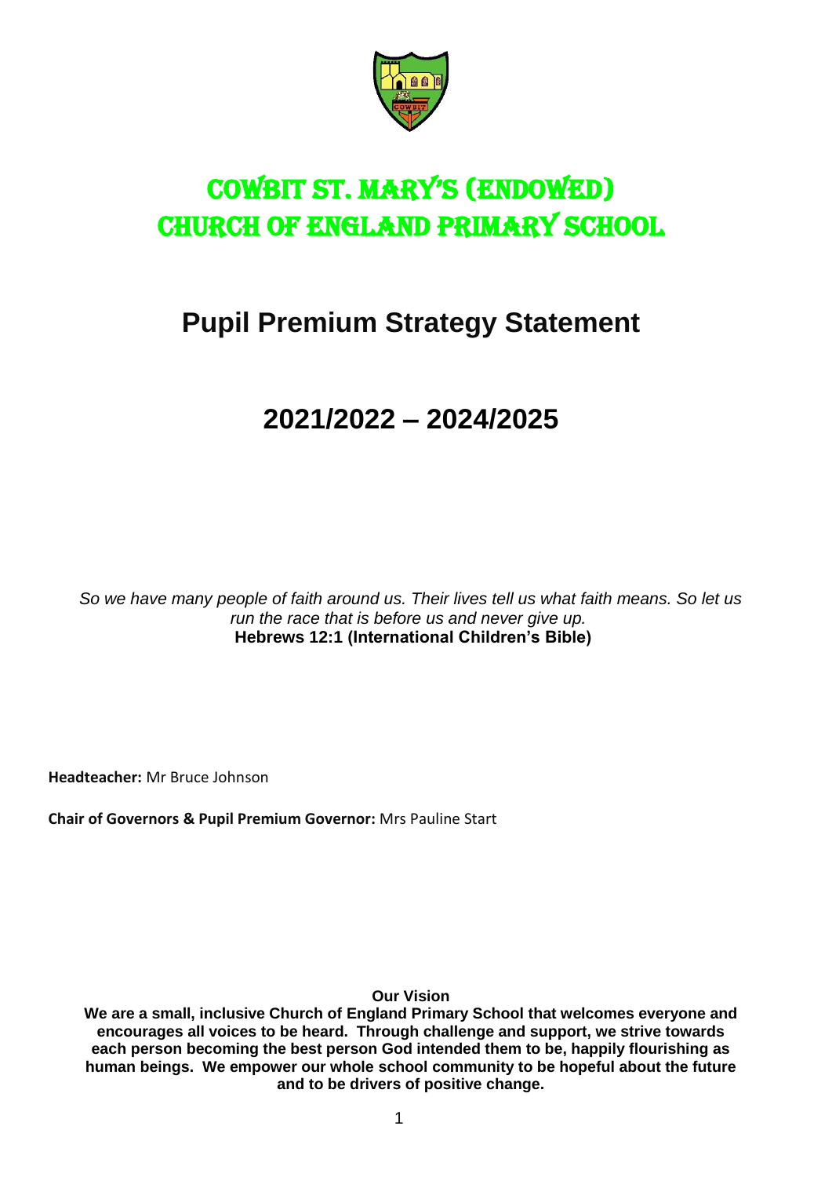# COWBIT ST. MARY'S (ENDOWED) CHURCH OF ENGLAND PRIMARY SCHOOL

# Pupil Premium Strategy Statement

## 2021/2022 – 2024/2025

*So we have many people of faith around us. Their lives tell us what faith means. So let us run the race that is before us and never give up.*
**Hebrews 12:1 (International Children's Bible)**

**Headteacher:** Mr Bruce Johnson

**Chair of Governors & Pupil Premium Governor:** Mrs Pauline Start

**Our Vision**

**We are a small, inclusive Church of England Primary School that welcomes everyone and encourages all voices to be heard. Through challenge and support, we strive towards each person becoming the best person God intended them to be, happily flourishing as human beings. We empower our whole school community to be hopeful about the future and to be drivers of positive change.**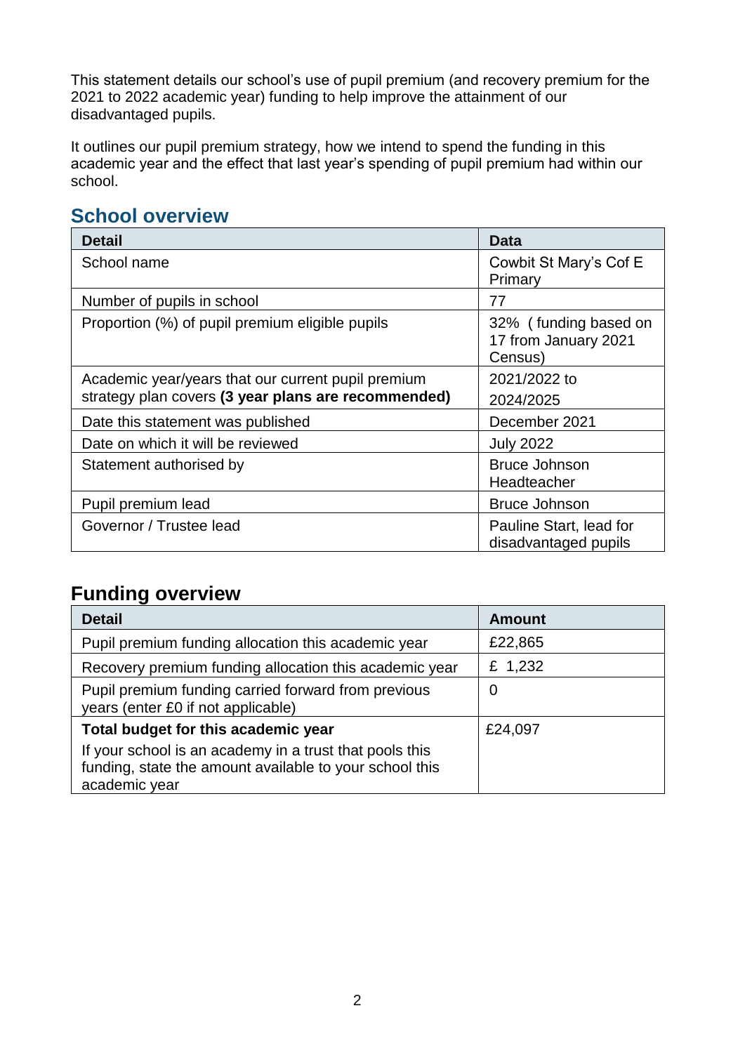This statement details our school's use of pupil premium (and recovery premium for the 2021 to 2022 academic year) funding to help improve the attainment of our disadvantaged pupils.

It outlines our pupil premium strategy, how we intend to spend the funding in this academic year and the effect that last year's spending of pupil premium had within our school.

## School overview

| Detail | Data |
|---|---|
| School name | Cowbit St Mary's Cof E Primary |
| Number of pupils in school | 77 |
| Proportion (%) of pupil premium eligible pupils | 32% ( funding based on 17 from January 2021 Census) |
| Academic year/years that our current pupil premium strategy plan covers **(3 year plans are recommended)** | 2021/2022 to 2024/2025 |
| Date this statement was published | December 2021 |
| Date on which it will be reviewed | July 2022 |
| Statement authorised by | Bruce Johnson Headteacher |
| Pupil premium lead | Bruce Johnson |
| Governor / Trustee lead | Pauline Start, lead for disadvantaged pupils |

## Funding overview

| Detail | Amount |
|---|---|
| Pupil premium funding allocation this academic year | £22,865 |
| Recovery premium funding allocation this academic year | £ 1,232 |
| Pupil premium funding carried forward from previous years (enter £0 if not applicable) | 0 |
| **Total budget for this academic year**<br>If your school is an academy in a trust that pools this funding, state the amount available to your school this academic year | £24,097 |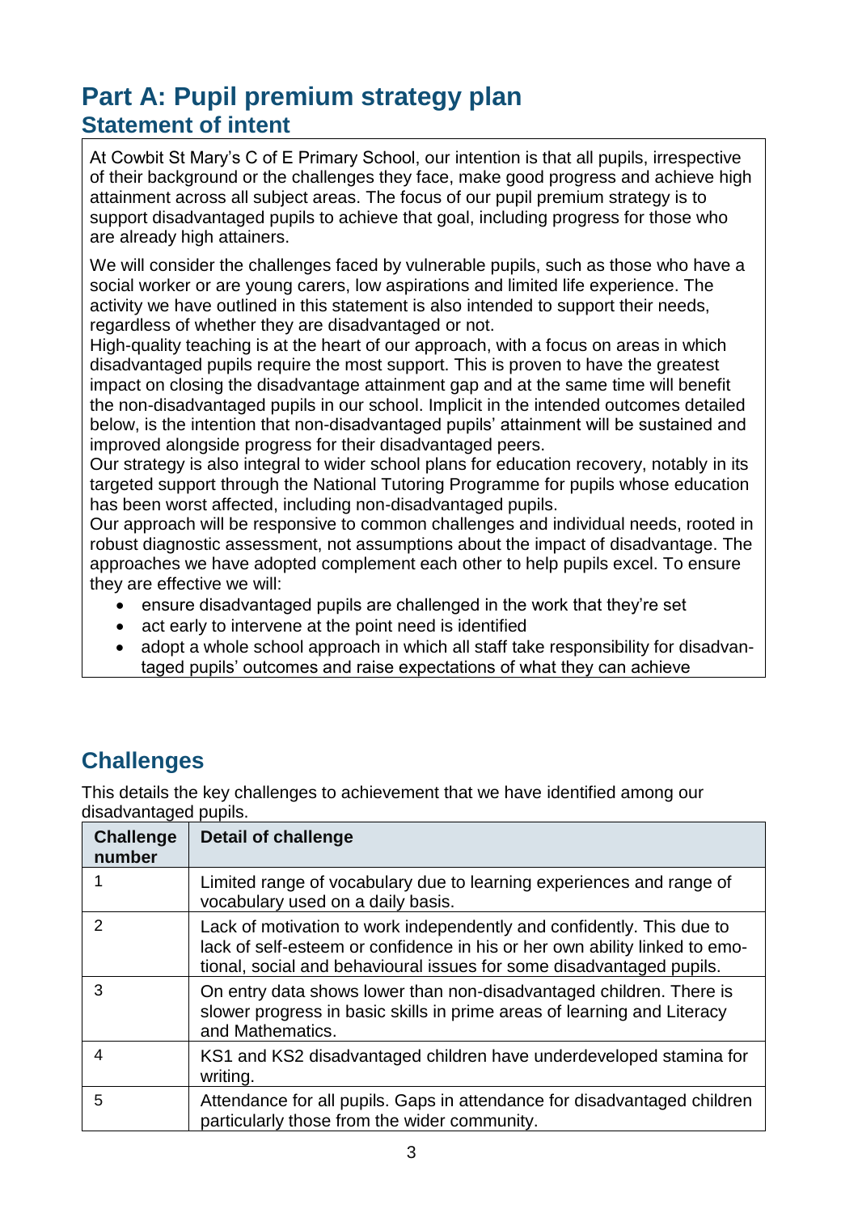# Part A: Pupil premium strategy plan

## Statement of intent

At Cowbit St Mary's C of E Primary School, our intention is that all pupils, irrespective of their background or the challenges they face, make good progress and achieve high attainment across all subject areas. The focus of our pupil premium strategy is to support disadvantaged pupils to achieve that goal, including progress for those who are already high attainers.

We will consider the challenges faced by vulnerable pupils, such as those who have a social worker or are young carers, low aspirations and limited life experience. The activity we have outlined in this statement is also intended to support their needs, regardless of whether they are disadvantaged or not.

High-quality teaching is at the heart of our approach, with a focus on areas in which disadvantaged pupils require the most support. This is proven to have the greatest impact on closing the disadvantage attainment gap and at the same time will benefit the non-disadvantaged pupils in our school. Implicit in the intended outcomes detailed below, is the intention that non-disadvantaged pupils' attainment will be sustained and improved alongside progress for their disadvantaged peers.

Our strategy is also integral to wider school plans for education recovery, notably in its targeted support through the National Tutoring Programme for pupils whose education has been worst affected, including non-disadvantaged pupils.

Our approach will be responsive to common challenges and individual needs, rooted in robust diagnostic assessment, not assumptions about the impact of disadvantage. The approaches we have adopted complement each other to help pupils excel. To ensure they are effective we will:

- ensure disadvantaged pupils are challenged in the work that they're set
- act early to intervene at the point need is identified
- adopt a whole school approach in which all staff take responsibility for disadvantaged pupils' outcomes and raise expectations of what they can achieve

## Challenges

This details the key challenges to achievement that we have identified among our disadvantaged pupils.

| Challenge number | Detail of challenge |
|---|---|
| 1 | Limited range of vocabulary due to learning experiences and range of vocabulary used on a daily basis. |
| 2 | Lack of motivation to work independently and confidently. This due to lack of self-esteem or confidence in his or her own ability linked to emotional, social and behavioural issues for some disadvantaged pupils. |
| 3 | On entry data shows lower than non-disadvantaged children. There is slower progress in basic skills in prime areas of learning and Literacy and Mathematics. |
| 4 | KS1 and KS2 disadvantaged children have underdeveloped stamina for writing. |
| 5 | Attendance for all pupils. Gaps in attendance for disadvantaged children particularly those from the wider community. |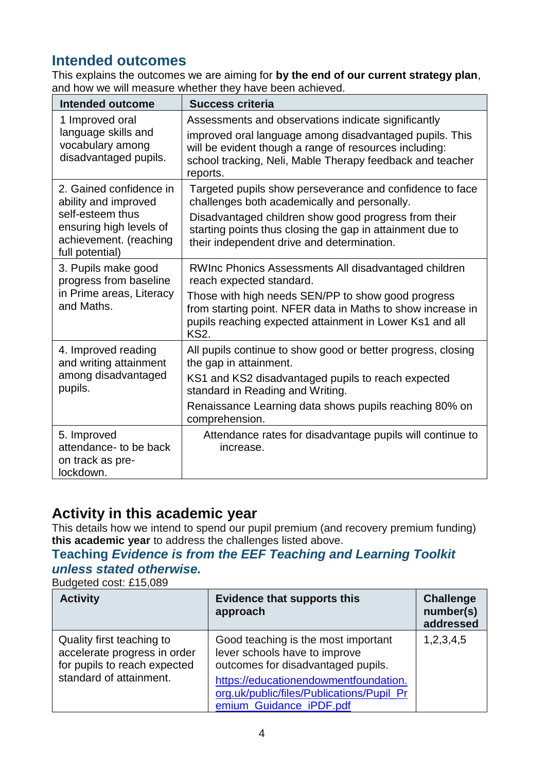## Intended outcomes

This explains the outcomes we are aiming for **by the end of our current strategy plan**, and how we will measure whether they have been achieved.

| Intended outcome | Success criteria |
|---|---|
| 1 Improved oral language skills and vocabulary among disadvantaged pupils. | Assessments and observations indicate significantly improved oral language among disadvantaged pupils. This will be evident though a range of resources including: school tracking, Neli, Mable Therapy feedback and teacher reports. |
| 2. Gained confidence in ability and improved self-esteem thus ensuring high levels of achievement. (reaching full potential) | Targeted pupils show perseverance and confidence to face challenges both academically and personally. Disadvantaged children show good progress from their starting points thus closing the gap in attainment due to their independent drive and determination. |
| 3. Pupils make good progress from baseline in Prime areas, Literacy and Maths. | RWInc Phonics Assessments All disadvantaged children reach expected standard. Those with high needs SEN/PP to show good progress from starting point. NFER data in Maths to show increase in pupils reaching expected attainment in Lower Ks1 and all KS2. |
| 4. Improved reading and writing attainment among disadvantaged pupils. | All pupils continue to show good or better progress, closing the gap in attainment. KS1 and KS2 disadvantaged pupils to reach expected standard in Reading and Writing. Renaissance Learning data shows pupils reaching 80% on comprehension. |
| 5. Improved attendance- to be back on track as pre-lockdown. | Attendance rates for disadvantage pupils will continue to increase. |

## Activity in this academic year

This details how we intend to spend our pupil premium (and recovery premium funding) **this academic year** to address the challenges listed above.

### Teaching *Evidence is from the EEF Teaching and Learning Toolkit unless stated otherwise.*

Budgeted cost: £15,089

| Activity | Evidence that supports this approach | Challenge number(s) addressed |
|---|---|---|
| Quality first teaching to accelerate progress in order for pupils to reach expected standard of attainment. | Good teaching is the most important lever schools have to improve outcomes for disadvantaged pupils. https://educationendowmentfoundation.org.uk/public/files/Publications/Pupil_Premium_Guidance_iPDF.pdf | 1,2,3,4,5 |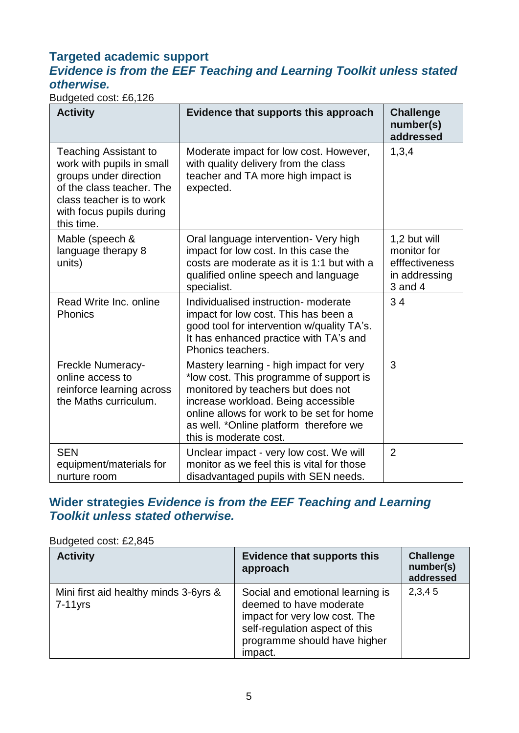## Targeted academic support

### *Evidence is from the EEF Teaching and Learning Toolkit unless stated otherwise.*

Budgeted cost: £6,126

| Activity | Evidence that supports this approach | Challenge number(s) addressed |
|---|---|---|
| Teaching Assistant to work with pupils in small groups under direction of the class teacher. The class teacher is to work with focus pupils during this time. | Moderate impact for low cost. However, with quality delivery from the class teacher and TA more high impact is expected. | 1,3,4 |
| Mable (speech & language therapy 8 units) | Oral language intervention- Very high impact for low cost. In this case the costs are moderate as it is 1:1 but with a qualified online speech and language specialist. | 1,2 but will monitor for efffectiveness in addressing 3 and 4 |
| Read Write Inc. online Phonics | Individualised instruction- moderate impact for low cost. This has been a good tool for intervention w/quality TA's. It has enhanced practice with TA's and Phonics teachers. | 3 4 |
| Freckle Numeracy- online access to reinforce learning across the Maths curriculum. | Mastery learning - high impact for very *low cost. This programme of support is monitored by teachers but does not increase workload. Being accessible online allows for work to be set for home as well. *Online platform therefore we this is moderate cost. | 3 |
| SEN equipment/materials for nurture room | Unclear impact - very low cost. We will monitor as we feel this is vital for those disadvantaged pupils with SEN needs. | 2 |

## Wider strategies *Evidence is from the EEF Teaching and Learning Toolkit unless stated otherwise.*

Budgeted cost: £2,845

| Activity | Evidence that supports this approach | Challenge number(s) addressed |
|---|---|---|
| Mini first aid healthy minds 3-6yrs & 7-11yrs | Social and emotional learning is deemed to have moderate impact for very low cost. The self-regulation aspect of this programme should have higher impact. | 2,3,4 5 |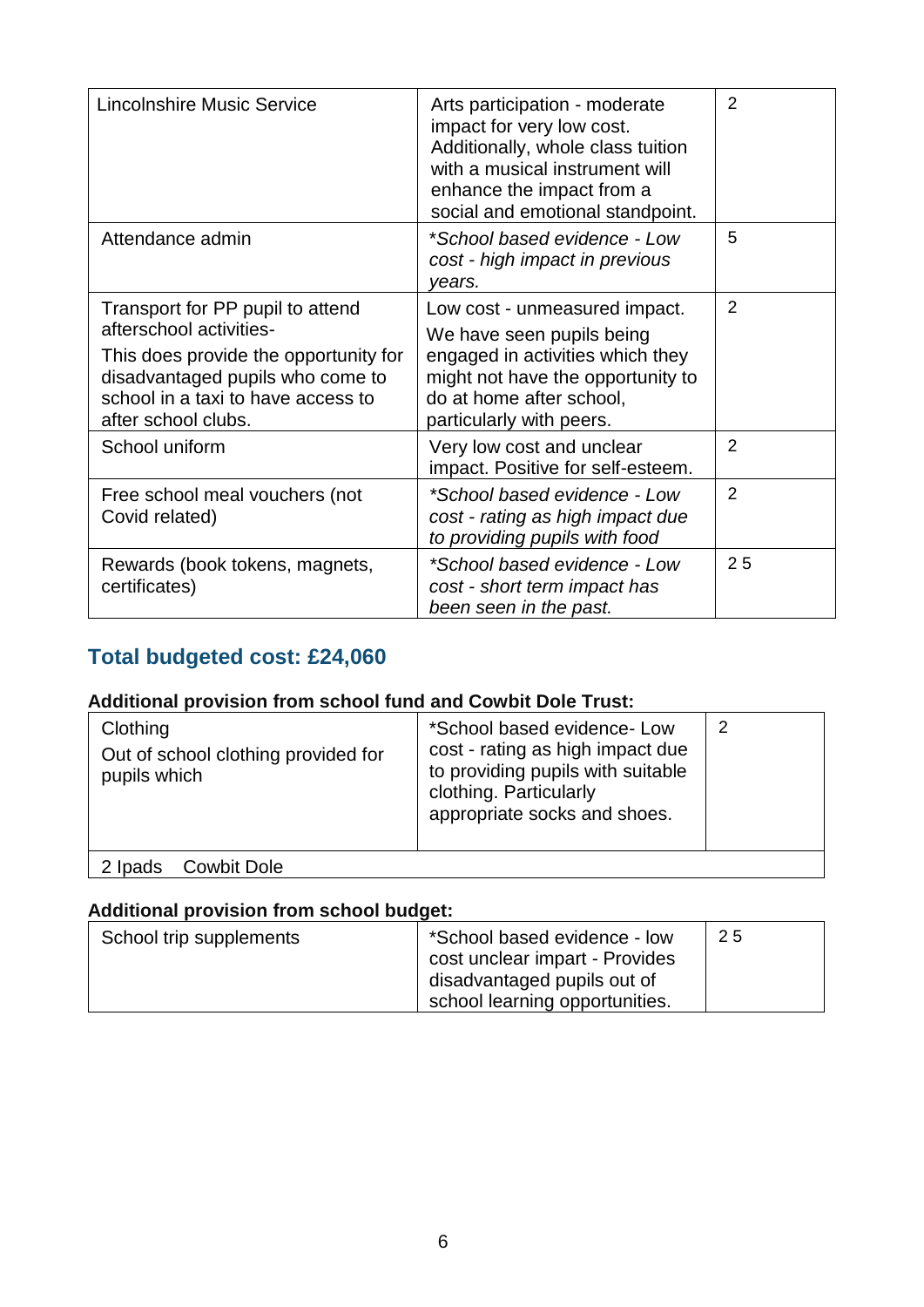| | | |
|---|---|---|
| Lincolnshire Music Service | Arts participation - moderate impact for very low cost. Additionally, whole class tuition with a musical instrument will enhance the impact from a social and emotional standpoint. | 2 |
| Attendance admin | *\*School based evidence - Low cost - high impact in previous years.* | 5 |
| Transport for PP pupil to attend afterschool activities- This does provide the opportunity for disadvantaged pupils who come to school in a taxi to have access to after school clubs. | Low cost - unmeasured impact. We have seen pupils being engaged in activities which they might not have the opportunity to do at home after school, particularly with peers. | 2 |
| School uniform | Very low cost and unclear impact. Positive for self-esteem. | 2 |
| Free school meal vouchers (not Covid related) | *\*School based evidence - Low cost - rating as high impact due to providing pupils with food* | 2 |
| Rewards (book tokens, magnets, certificates) | *\*School based evidence - Low cost - short term impact has been seen in the past.* | 2 5 |

## Total budgeted cost: £24,060

**Additional provision from school fund and Cowbit Dole Trust:**

| | | |
|---|---|---|
| Clothing<br>Out of school clothing provided for pupils which | *School based evidence- Low cost - rating as high impact due to providing pupils with suitable clothing. Particularly appropriate socks and shoes. | 2 |
| 2 Ipads    Cowbit Dole | | |

**Additional provision from school budget:**

| | | |
|---|---|---|
| School trip supplements | *School based evidence - low cost unclear impart - Provides disadvantaged pupils out of school learning opportunities. | 2 5 |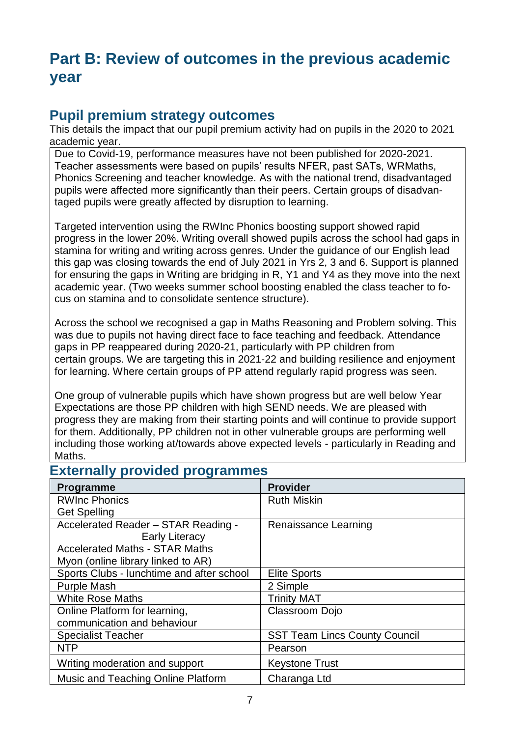# Part B: Review of outcomes in the previous academic year

## Pupil premium strategy outcomes

This details the impact that our pupil premium activity had on pupils in the 2020 to 2021 academic year.

Due to Covid-19, performance measures have not been published for 2020-2021. Teacher assessments were based on pupils' results NFER, past SATs, WRMaths, Phonics Screening and teacher knowledge. As with the national trend, disadvantaged pupils were affected more significantly than their peers. Certain groups of disadvantaged pupils were greatly affected by disruption to learning.

Targeted intervention using the RWInc Phonics boosting support showed rapid progress in the lower 20%. Writing overall showed pupils across the school had gaps in stamina for writing and writing across genres. Under the guidance of our English lead this gap was closing towards the end of July 2021 in Yrs 2, 3 and 6. Support is planned for ensuring the gaps in Writing are bridging in R, Y1 and Y4 as they move into the next academic year. (Two weeks summer school boosting enabled the class teacher to focus on stamina and to consolidate sentence structure).

Across the school we recognised a gap in Maths Reasoning and Problem solving. This was due to pupils not having direct face to face teaching and feedback. Attendance gaps in PP reappeared during 2020-21, particularly with PP children from certain groups. We are targeting this in 2021-22 and building resilience and enjoyment for learning. Where certain groups of PP attend regularly rapid progress was seen.

One group of vulnerable pupils which have shown progress but are well below Year Expectations are those PP children with high SEND needs. We are pleased with progress they are making from their starting points and will continue to provide support for them. Additionally, PP children not in other vulnerable groups are performing well including those working at/towards above expected levels - particularly in Reading and Maths.

## Externally provided programmes

| Programme | Provider |
| --- | --- |
| RWInc Phonics<br>Get Spelling | Ruth Miskin |
| Accelerated Reader – STAR Reading - Early Literacy<br>Accelerated Maths - STAR Maths<br>Myon (online library linked to AR) | Renaissance Learning |
| Sports Clubs - lunchtime and after school | Elite Sports |
| Purple Mash | 2 Simple |
| White Rose Maths | Trinity MAT |
| Online Platform for learning, communication and behaviour | Classroom Dojo |
| Specialist Teacher | SST Team Lincs County Council |
| NTP | Pearson |
| Writing moderation and support | Keystone Trust |
| Music and Teaching Online Platform | Charanga Ltd |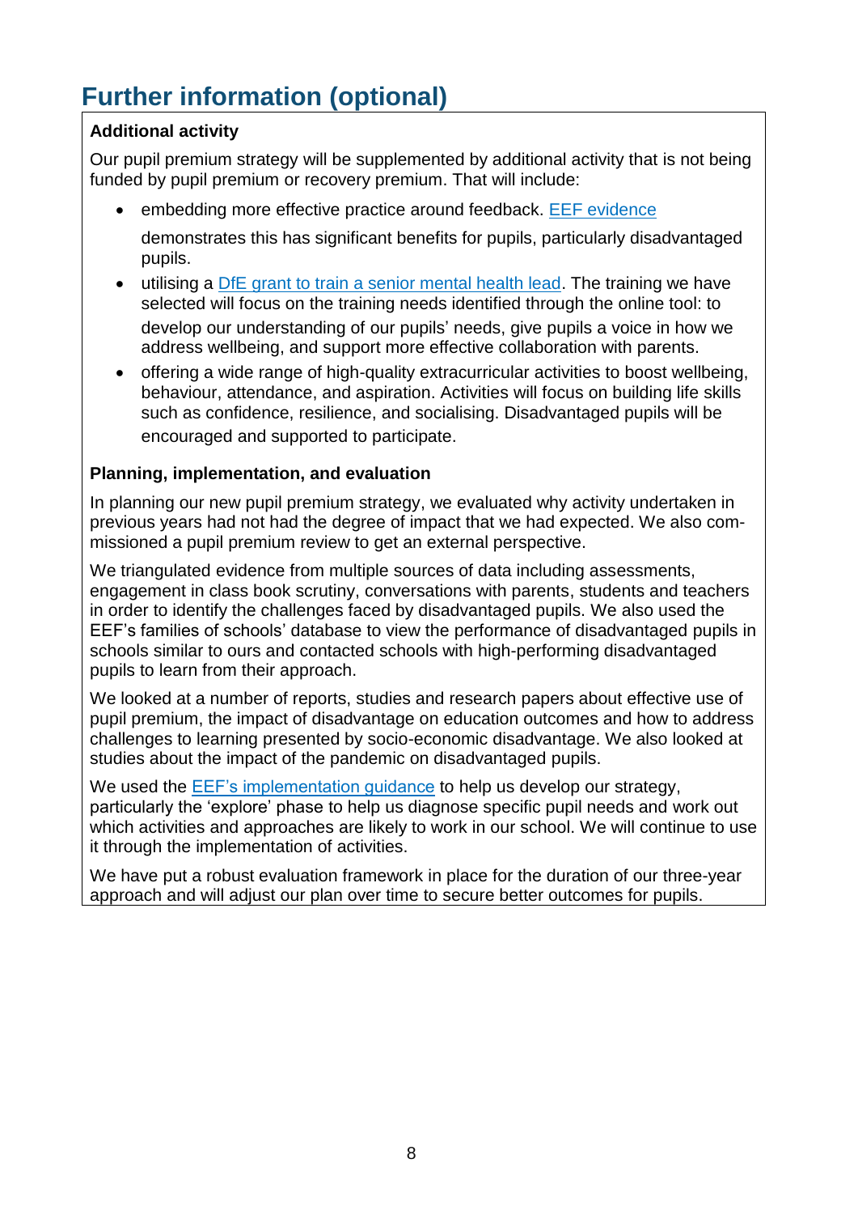# Further information (optional)

**Additional activity**

Our pupil premium strategy will be supplemented by additional activity that is not being funded by pupil premium or recovery premium. That will include:

- embedding more effective practice around feedback. EEF evidence demonstrates this has significant benefits for pupils, particularly disadvantaged pupils.
- utilising a DfE grant to train a senior mental health lead. The training we have selected will focus on the training needs identified through the online tool: to develop our understanding of our pupils' needs, give pupils a voice in how we address wellbeing, and support more effective collaboration with parents.
- offering a wide range of high-quality extracurricular activities to boost wellbeing, behaviour, attendance, and aspiration. Activities will focus on building life skills such as confidence, resilience, and socialising. Disadvantaged pupils will be encouraged and supported to participate.

**Planning, implementation, and evaluation**

In planning our new pupil premium strategy, we evaluated why activity undertaken in previous years had not had the degree of impact that we had expected. We also commissioned a pupil premium review to get an external perspective.

We triangulated evidence from multiple sources of data including assessments, engagement in class book scrutiny, conversations with parents, students and teachers in order to identify the challenges faced by disadvantaged pupils. We also used the EEF's families of schools' database to view the performance of disadvantaged pupils in schools similar to ours and contacted schools with high-performing disadvantaged pupils to learn from their approach.

We looked at a number of reports, studies and research papers about effective use of pupil premium, the impact of disadvantage on education outcomes and how to address challenges to learning presented by socio-economic disadvantage. We also looked at studies about the impact of the pandemic on disadvantaged pupils.

We used the EEF's implementation guidance to help us develop our strategy, particularly the 'explore' phase to help us diagnose specific pupil needs and work out which activities and approaches are likely to work in our school. We will continue to use it through the implementation of activities.

We have put a robust evaluation framework in place for the duration of our three-year approach and will adjust our plan over time to secure better outcomes for pupils.